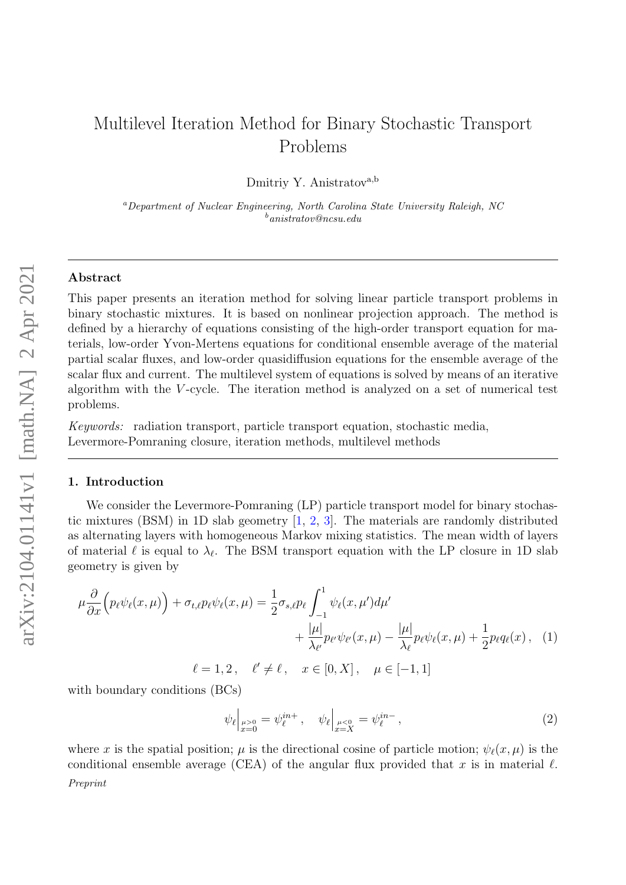# Multilevel Iteration Method for Binary Stochastic Transport Problems

Dmitriy Y. Anistratov[a,b]

[a] *Department of Nuclear Engineering, North Carolina State University Raleigh, NC*
[b] *anistratov@ncsu.edu*

---

### Abstract

This paper presents an iteration method for solving linear particle transport problems in binary stochastic mixtures. It is based on nonlinear projection approach. The method is defined by a hierarchy of equations consisting of the high-order transport equation for materials, low-order Yvon-Mertens equations for conditional ensemble average of the material partial scalar fluxes, and low-order quasidiffusion equations for the ensemble average of the scalar flux and current. The multilevel system of equations is solved by means of an iterative algorithm with the $V$-cycle. The iteration method is analyzed on a set of numerical test problems.

*Keywords:* radiation transport, particle transport equation, stochastic media, Levermore-Pomraning closure, iteration methods, multilevel methods

---

## 1. Introduction

We consider the Levermore-Pomraning (LP) particle transport model for binary stochastic mixtures (BSM) in 1D slab geometry [1, 2, 3]. The materials are randomly distributed as alternating layers with homogeneous Markov mixing statistics. The mean width of layers of material $\ell$ is equal to $\lambda_\ell$. The BSM transport equation with the LP closure in 1D slab geometry is given by

$$
\mu \frac{\partial}{\partial x}\Big(p_\ell \psi_\ell(x,\mu)\Big) + \sigma_{t,\ell} p_\ell \psi_\ell(x,\mu) = \frac{1}{2}\sigma_{s,\ell} p_\ell \int_{-1}^{1} \psi_\ell(x,\mu')d\mu' + \frac{|\mu|}{\lambda_{\ell'}} p_{\ell'} \psi_{\ell'}(x,\mu) - \frac{|\mu|}{\lambda_\ell} p_\ell \psi_\ell(x,\mu) + \frac{1}{2} p_\ell q_\ell(x)\,, \quad (1)
$$

$$
\ell = 1,2\,, \quad \ell' \neq \ell\,, \quad x \in [0,X]\,, \quad \mu \in [-1,1]
$$

with boundary conditions (BCs)

$$
\psi_\ell\Big|_{\substack{\mu>0 \\ x=0}} = \psi_\ell^{in+}\,, \quad \psi_\ell\Big|_{\substack{\mu<0 \\ x=X}} = \psi_\ell^{in-}\,, \quad (2)
$$

where $x$ is the spatial position; $\mu$ is the directional cosine of particle motion; $\psi_\ell(x,\mu)$ is the conditional ensemble average (CEA) of the angular flux provided that $x$ is in material $\ell$.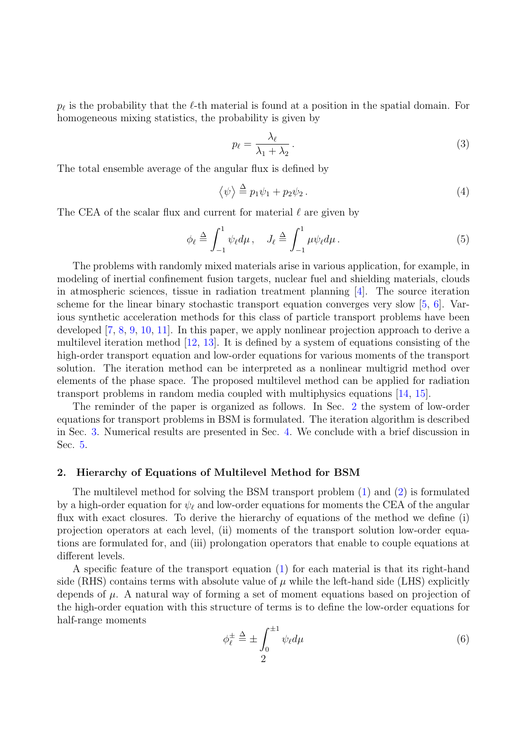$p_\ell$ is the probability that the $\ell$-th material is found at a position in the spatial domain. For homogeneous mixing statistics, the probability is given by

$$p_\ell = \frac{\lambda_\ell}{\lambda_1 + \lambda_2} \,. \tag{3}$$

The total ensemble average of the angular flux is defined by

$$\langle \psi \rangle \triangleq p_1 \psi_1 + p_2 \psi_2 \,. \tag{4}$$

The CEA of the scalar flux and current for material $\ell$ are given by

$$\phi_\ell \triangleq \int_{-1}^{1} \psi_\ell d\mu \,, \quad J_\ell \triangleq \int_{-1}^{1} \mu \psi_\ell d\mu \,. \tag{5}$$

The problems with randomly mixed materials arise in various application, for example, in modeling of inertial confinement fusion targets, nuclear fuel and shielding materials, clouds in atmospheric sciences, tissue in radiation treatment planning [4]. The source iteration scheme for the linear binary stochastic transport equation converges very slow [5, 6]. Various synthetic acceleration methods for this class of particle transport problems have been developed [7, 8, 9, 10, 11]. In this paper, we apply nonlinear projection approach to derive a multilevel iteration method [12, 13]. It is defined by a system of equations consisting of the high-order transport equation and low-order equations for various moments of the transport solution. The iteration method can be interpreted as a nonlinear multigrid method over elements of the phase space. The proposed multilevel method can be applied for radiation transport problems in random media coupled with multiphysics equations [14, 15].

The reminder of the paper is organized as follows. In Sec. 2 the system of low-order equations for transport problems in BSM is formulated. The iteration algorithm is described in Sec. 3. Numerical results are presented in Sec. 4. We conclude with a brief discussion in Sec. 5.

## 2. Hierarchy of Equations of Multilevel Method for BSM

The multilevel method for solving the BSM transport problem (1) and (2) is formulated by a high-order equation for $\psi_\ell$ and low-order equations for moments the CEA of the angular flux with exact closures. To derive the hierarchy of equations of the method we define (i) projection operators at each level, (ii) moments of the transport solution low-order equations are formulated for, and (iii) prolongation operators that enable to couple equations at different levels.

A specific feature of the transport equation (1) for each material is that its right-hand side (RHS) contains terms with absolute value of $\mu$ while the left-hand side (LHS) explicitly depends of $\mu$. A natural way of forming a set of moment equations based on projection of the high-order equation with this structure of terms is to define the low-order equations for half-range moments

$$\phi_\ell^\pm \triangleq \pm \int_0^{\pm 1} \psi_\ell d\mu \tag{6}$$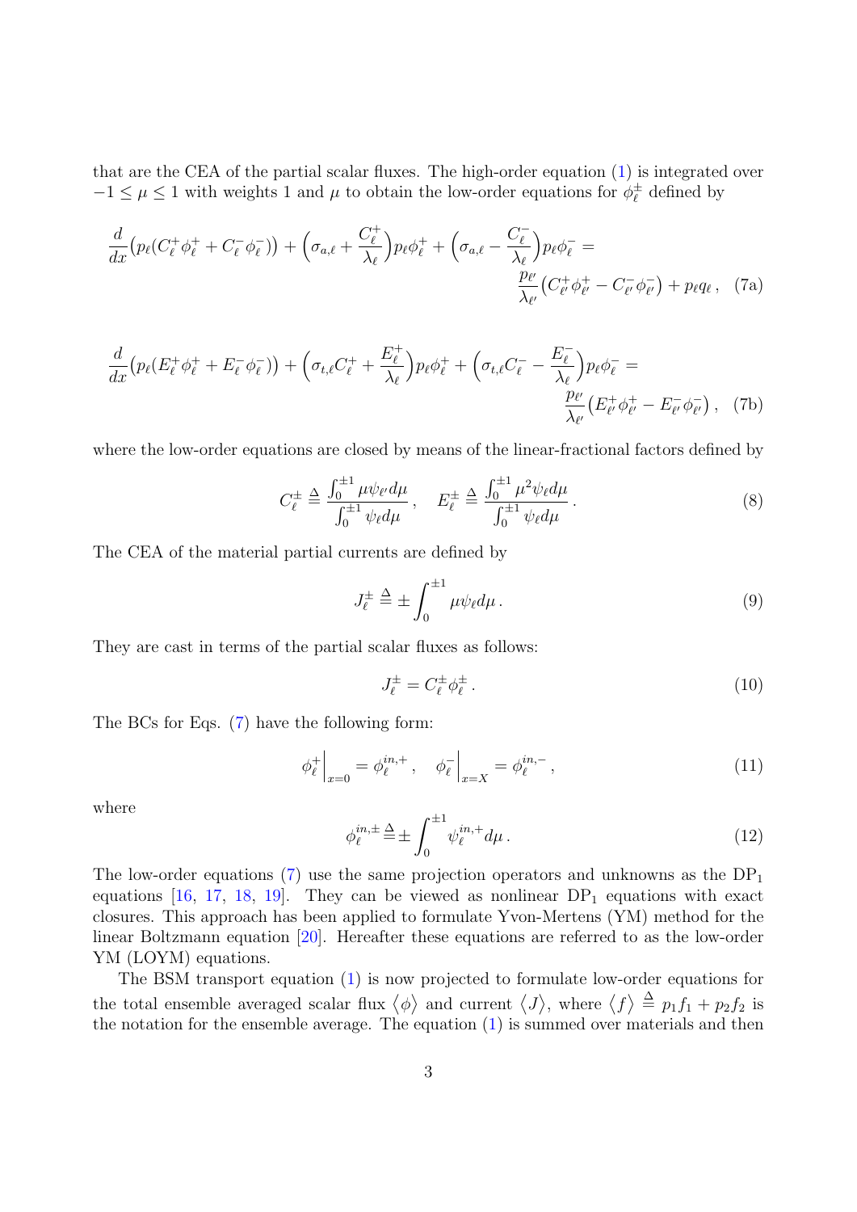that are the CEA of the partial scalar fluxes. The high-order equation (1) is integrated over $-1 \le \mu \le 1$ with weights 1 and $\mu$ to obtain the low-order equations for $\phi_\ell^\pm$ defined by

$$\frac{d}{dx}\big(p_\ell(C_\ell^+\phi_\ell^+ + C_\ell^-\phi_\ell^-)\big) + \Big(\sigma_{a,\ell} + \frac{C_\ell^+}{\lambda_\ell}\Big)p_\ell\phi_\ell^+ + \Big(\sigma_{a,\ell} - \frac{C_\ell^-}{\lambda_\ell}\Big)p_\ell\phi_\ell^- = \frac{p_{\ell'}}{\lambda_{\ell'}}\big(C_{\ell'}^+\phi_{\ell'}^+ - C_{\ell'}^-\phi_{\ell'}^-\big) + p_\ell q_\ell\,, \quad \text{(7a)}$$

$$\frac{d}{dx}\big(p_\ell(E_\ell^+\phi_\ell^+ + E_\ell^-\phi_\ell^-)\big) + \Big(\sigma_{t,\ell}C_\ell^+ + \frac{E_\ell^+}{\lambda_\ell}\Big)p_\ell\phi_\ell^+ + \Big(\sigma_{t,\ell}C_\ell^- - \frac{E_\ell^-}{\lambda_\ell}\Big)p_\ell\phi_\ell^- = \frac{p_{\ell'}}{\lambda_{\ell'}}\big(E_{\ell'}^+\phi_{\ell'}^+ - E_{\ell'}^-\phi_{\ell'}^-\big)\,, \quad \text{(7b)}$$

where the low-order equations are closed by means of the linear-fractional factors defined by

$$C_\ell^\pm \triangleq \frac{\int_0^{\pm1}\mu\psi_{\ell'}d\mu}{\int_0^{\pm1}\psi_\ell d\mu}\,, \quad E_\ell^\pm \triangleq \frac{\int_0^{\pm1}\mu^2\psi_\ell d\mu}{\int_0^{\pm1}\psi_\ell d\mu}\,. \tag{8}$$

The CEA of the material partial currents are defined by

$$J_\ell^\pm \triangleq \pm\int_0^{\pm1}\mu\psi_\ell d\mu\,. \tag{9}$$

They are cast in terms of the partial scalar fluxes as follows:

$$J_\ell^\pm = C_\ell^\pm\phi_\ell^\pm\,. \tag{10}$$

The BCs for Eqs. (7) have the following form:

$$\phi_\ell^+\Big|_{x=0} = \phi_\ell^{in,+}\,, \quad \phi_\ell^-\Big|_{x=X} = \phi_\ell^{in,-}\,, \tag{11}$$

where

$$\phi_\ell^{in,\pm} \triangleq \pm\int_0^{\pm1}\psi_\ell^{in,+}d\mu\,. \tag{12}$$

The low-order equations (7) use the same projection operators and unknowns as the DP$_1$ equations [16, 17, 18, 19]. They can be viewed as nonlinear DP$_1$ equations with exact closures. This approach has been applied to formulate Yvon-Mertens (YM) method for the linear Boltzmann equation [20]. Hereafter these equations are referred to as the low-order YM (LOYM) equations.

The BSM transport equation (1) is now projected to formulate low-order equations for the total ensemble averaged scalar flux $\langle\phi\rangle$ and current $\langle J\rangle$, where $\langle f\rangle \triangleq p_1f_1 + p_2f_2$ is the notation for the ensemble average. The equation (1) is summed over materials and then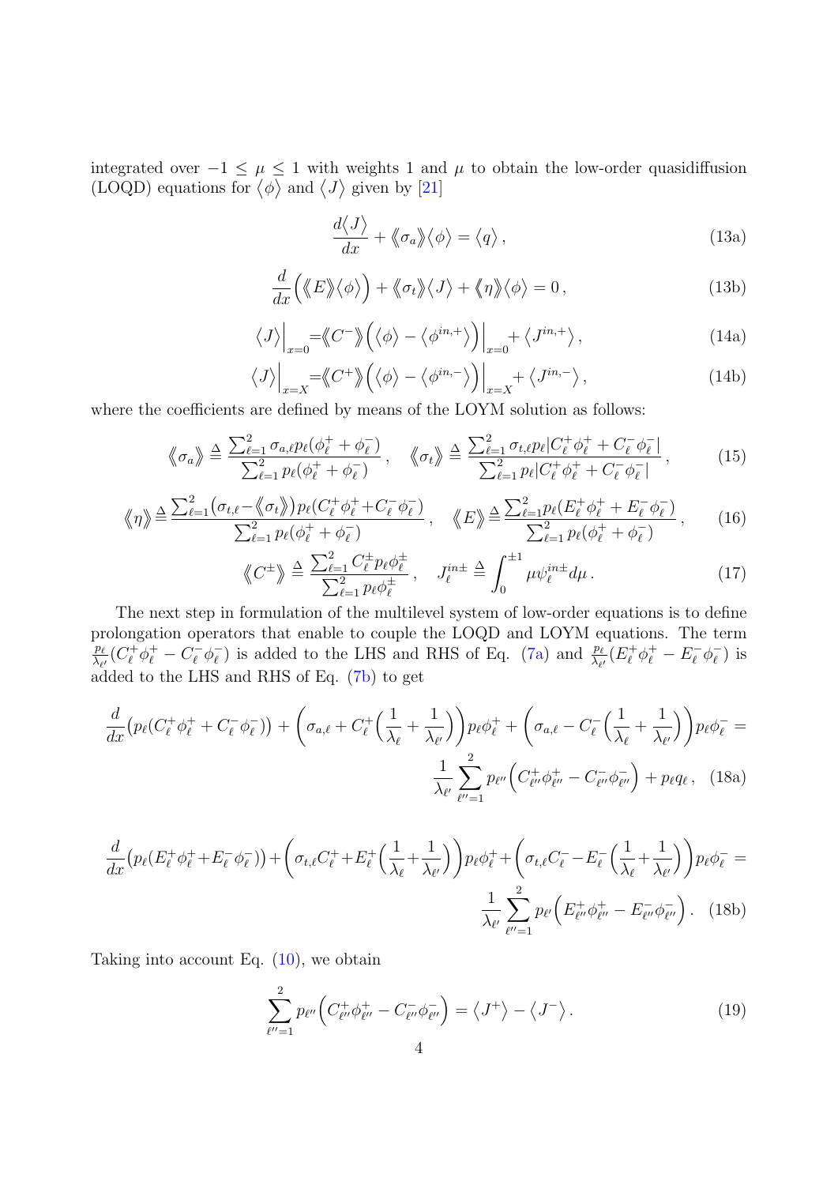integrated over $-1 \leq \mu \leq 1$ with weights 1 and $\mu$ to obtain the low-order quasidiffusion (LOQD) equations for $\langle \phi \rangle$ and $\langle J \rangle$ given by [21]

$$\frac{d\langle J \rangle}{dx} + \langle\!\langle \sigma_a \rangle\!\rangle \langle \phi \rangle = \langle q \rangle \,, \tag{13a}$$

$$\frac{d}{dx}\Big( \langle\!\langle E \rangle\!\rangle \langle \phi \rangle \Big) + \langle\!\langle \sigma_t \rangle\!\rangle \langle J \rangle + \langle\!\langle \eta \rangle\!\rangle \langle \phi \rangle = 0 \,, \tag{13b}$$

$$\langle J \rangle \Big|_{x=0} = \langle\!\langle C^- \rangle\!\rangle \Big( \langle \phi \rangle - \langle \phi^{in,+} \rangle \Big)\Big|_{x=0} + \langle J^{in,+} \rangle \,, \tag{14a}$$

$$\langle J \rangle \Big|_{x=X} = \langle\!\langle C^+ \rangle\!\rangle \Big( \langle \phi \rangle - \langle \phi^{in,-} \rangle \Big)\Big|_{x=X} + \langle J^{in,-} \rangle \,, \tag{14b}$$

where the coefficients are defined by means of the LOYM solution as follows:

$$\langle\!\langle \sigma_a \rangle\!\rangle \triangleq \frac{\sum_{\ell=1}^{2} \sigma_{a,\ell} p_\ell (\phi_\ell^+ + \phi_\ell^-)}{\sum_{\ell=1}^{2} p_\ell (\phi_\ell^+ + \phi_\ell^-)} \,, \quad \langle\!\langle \sigma_t \rangle\!\rangle \triangleq \frac{\sum_{\ell=1}^{2} \sigma_{t,\ell} p_\ell |C_\ell^+ \phi_\ell^+ + C_\ell^- \phi_\ell^-|}{\sum_{\ell=1}^{2} p_\ell |C_\ell^+ \phi_\ell^+ + C_\ell^- \phi_\ell^-|} \,, \tag{15}$$

$$\langle\!\langle \eta \rangle\!\rangle \triangleq \frac{\sum_{\ell=1}^{2} \big( \sigma_{t,\ell} - \langle\!\langle \sigma_t \rangle\!\rangle \big) p_\ell (C_\ell^+ \phi_\ell^+ + C_\ell^- \phi_\ell^-)}{\sum_{\ell=1}^{2} p_\ell (\phi_\ell^+ + \phi_\ell^-)} \,, \quad \langle\!\langle E \rangle\!\rangle \triangleq \frac{\sum_{\ell=1}^{2} p_\ell (E_\ell^+ \phi_\ell^+ + E_\ell^- \phi_\ell^-)}{\sum_{\ell=1}^{2} p_\ell (\phi_\ell^+ + \phi_\ell^-)} \,, \tag{16}$$

$$\langle\!\langle C^\pm \rangle\!\rangle \triangleq \frac{\sum_{\ell=1}^{2} C_\ell^\pm p_\ell \phi_\ell^\pm}{\sum_{\ell=1}^{2} p_\ell \phi_\ell^\pm} \,, \quad J_\ell^{in\pm} \triangleq \int_0^{\pm 1} \mu \psi_\ell^{in\pm} d\mu \,. \tag{17}$$

The next step in formulation of the multilevel system of low-order equations is to define prolongation operators that enable to couple the LOQD and LOYM equations. The term $\frac{p_\ell}{\lambda_{\ell'}}(C_\ell^+ \phi_\ell^+ - C_\ell^- \phi_\ell^-)$ is added to the LHS and RHS of Eq. (7a) and $\frac{p_\ell}{\lambda_{\ell'}}(E_\ell^+ \phi_\ell^+ - E_\ell^- \phi_\ell^-)$ is added to the LHS and RHS of Eq. (7b) to get

$$\frac{d}{dx}\big( p_\ell (C_\ell^+ \phi_\ell^+ + C_\ell^- \phi_\ell^-) \big) + \bigg( \sigma_{a,\ell} + C_\ell^+ \Big( \frac{1}{\lambda_\ell} + \frac{1}{\lambda_{\ell'}} \Big) \bigg) p_\ell \phi_\ell^+ + \bigg( \sigma_{a,\ell} - C_\ell^- \Big( \frac{1}{\lambda_\ell} + \frac{1}{\lambda_{\ell'}} \Big) \bigg) p_\ell \phi_\ell^- = \frac{1}{\lambda_{\ell'}} \sum_{\ell''=1}^{2} p_{\ell''} \Big( C_{\ell''}^+ \phi_{\ell''}^+ - C_{\ell''}^- \phi_{\ell''}^- \Big) + p_\ell q_\ell \,, \tag{18a}$$

$$\frac{d}{dx}\big( p_\ell (E_\ell^+ \phi_\ell^+ + E_\ell^- \phi_\ell^-) \big) + \bigg( \sigma_{t,\ell} C_\ell^+ + E_\ell^+ \Big( \frac{1}{\lambda_\ell} + \frac{1}{\lambda_{\ell'}} \Big) \bigg) p_\ell \phi_\ell^+ + \bigg( \sigma_{t,\ell} C_\ell^- - E_\ell^- \Big( \frac{1}{\lambda_\ell} + \frac{1}{\lambda_{\ell'}} \Big) \bigg) p_\ell \phi_\ell^- = \frac{1}{\lambda_{\ell'}} \sum_{\ell''=1}^{2} p_{\ell'} \Big( E_{\ell''}^+ \phi_{\ell''}^+ - E_{\ell''}^- \phi_{\ell''}^- \Big) \,. \tag{18b}$$

Taking into account Eq. (10), we obtain

$$\sum_{\ell''=1}^{2} p_{\ell''} \Big( C_{\ell''}^+ \phi_{\ell''}^+ - C_{\ell''}^- \phi_{\ell''}^- \Big) = \langle J^+ \rangle - \langle J^- \rangle \,. \tag{19}$$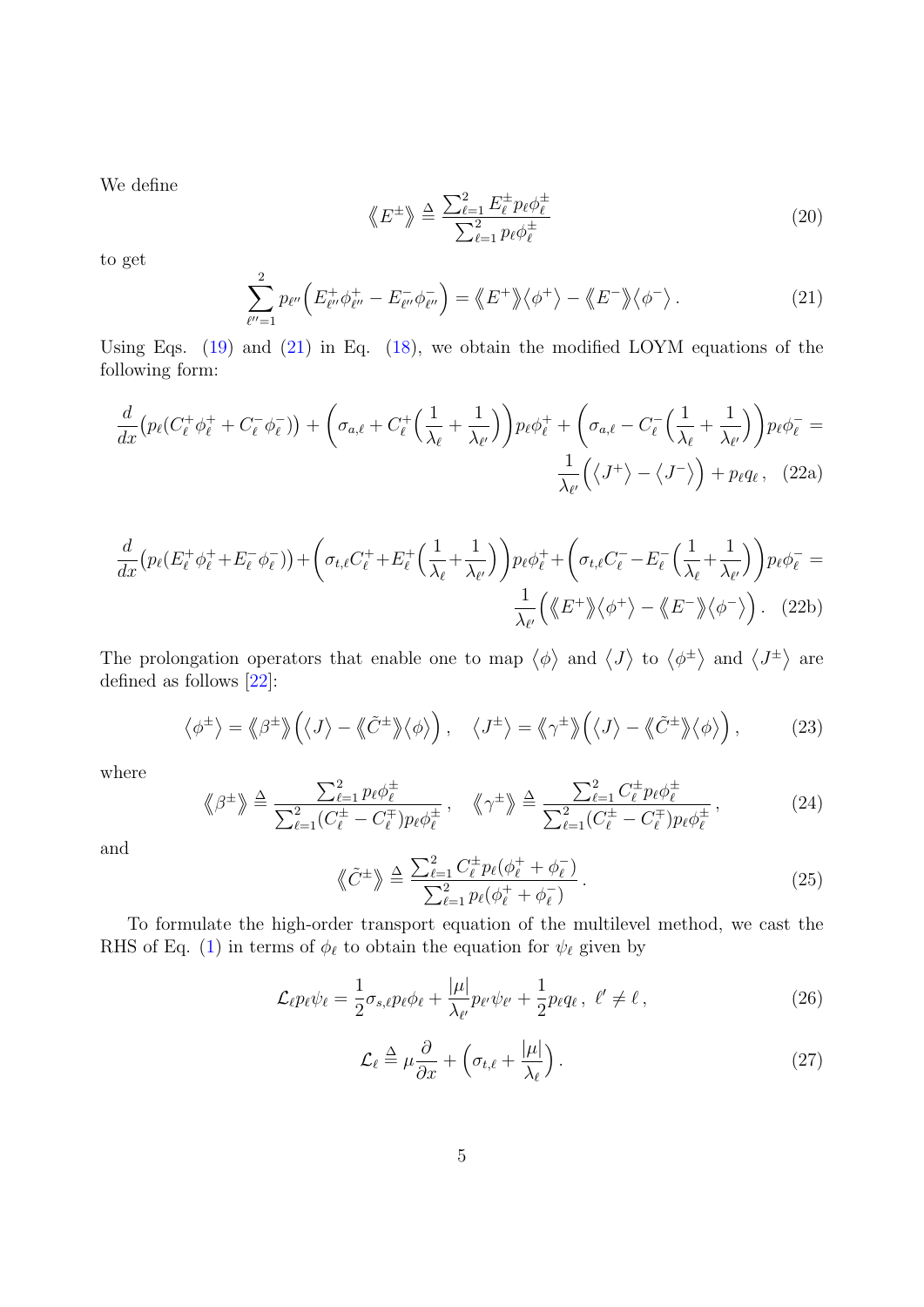We define

$$\langle\!\langle E^{\pm} \rangle\!\rangle \triangleq \frac{\sum_{\ell=1}^{2} E_{\ell}^{\pm} p_{\ell} \phi_{\ell}^{\pm}}{\sum_{\ell=1}^{2} p_{\ell} \phi_{\ell}^{\pm}} \tag{20}$$

to get

$$\sum_{\ell''=1}^{2} p_{\ell''} \Big( E_{\ell''}^{+} \phi_{\ell''}^{+} - E_{\ell''}^{-} \phi_{\ell''}^{-} \Big) = \langle\!\langle E^{+} \rangle\!\rangle \langle \phi^{+} \rangle - \langle\!\langle E^{-} \rangle\!\rangle \langle \phi^{-} \rangle \,. \tag{21}$$

Using Eqs. (19) and (21) in Eq. (18), we obtain the modified LOYM equations of the following form:

$$\frac{d}{dx}\big(p_{\ell}(C_{\ell}^{+}\phi_{\ell}^{+} + C_{\ell}^{-}\phi_{\ell}^{-})\big) + \left(\sigma_{a,\ell} + C_{\ell}^{+}\Big(\frac{1}{\lambda_{\ell}} + \frac{1}{\lambda_{\ell'}}\Big)\right) p_{\ell}\phi_{\ell}^{+} + \left(\sigma_{a,\ell} - C_{\ell}^{-}\Big(\frac{1}{\lambda_{\ell}} + \frac{1}{\lambda_{\ell'}}\Big)\right) p_{\ell}\phi_{\ell}^{-} = \frac{1}{\lambda_{\ell'}}\Big(\langle J^{+} \rangle - \langle J^{-} \rangle\Big) + p_{\ell} q_{\ell} \,, \tag{22a}$$

$$\frac{d}{dx}\big(p_{\ell}(E_{\ell}^{+}\phi_{\ell}^{+} + E_{\ell}^{-}\phi_{\ell}^{-})\big) + \left(\sigma_{t,\ell} C_{\ell}^{+} + E_{\ell}^{+}\Big(\frac{1}{\lambda_{\ell}} + \frac{1}{\lambda_{\ell'}}\Big)\right) p_{\ell}\phi_{\ell}^{+} + \left(\sigma_{t,\ell} C_{\ell}^{-} - E_{\ell}^{-}\Big(\frac{1}{\lambda_{\ell}} + \frac{1}{\lambda_{\ell'}}\Big)\right) p_{\ell}\phi_{\ell}^{-} = \frac{1}{\lambda_{\ell'}}\Big(\langle\!\langle E^{+} \rangle\!\rangle \langle \phi^{+} \rangle - \langle\!\langle E^{-} \rangle\!\rangle \langle \phi^{-} \rangle\Big) \,. \tag{22b}$$

The prolongation operators that enable one to map $\langle \phi \rangle$ and $\langle J \rangle$ to $\langle \phi^{\pm} \rangle$ and $\langle J^{\pm} \rangle$ are defined as follows [22]:

$$\langle \phi^{\pm} \rangle = \langle\!\langle \beta^{\pm} \rangle\!\rangle \Big( \langle J \rangle - \langle\!\langle \tilde{C}^{\pm} \rangle\!\rangle \langle \phi \rangle \Big) \,, \quad \langle J^{\pm} \rangle = \langle\!\langle \gamma^{\pm} \rangle\!\rangle \Big( \langle J \rangle - \langle\!\langle \tilde{C}^{\pm} \rangle\!\rangle \langle \phi \rangle \Big) \,, \tag{23}$$

where

$$\langle\!\langle \beta^{\pm} \rangle\!\rangle \triangleq \frac{\sum_{\ell=1}^{2} p_{\ell} \phi_{\ell}^{\pm}}{\sum_{\ell=1}^{2} (C_{\ell}^{\pm} - C_{\ell}^{\mp}) p_{\ell} \phi_{\ell}^{\pm}} \,, \quad \langle\!\langle \gamma^{\pm} \rangle\!\rangle \triangleq \frac{\sum_{\ell=1}^{2} C_{\ell}^{\pm} p_{\ell} \phi_{\ell}^{\pm}}{\sum_{\ell=1}^{2} (C_{\ell}^{\pm} - C_{\ell}^{\mp}) p_{\ell} \phi_{\ell}^{\pm}} \,, \tag{24}$$

and

$$\langle\!\langle \tilde{C}^{\pm} \rangle\!\rangle \triangleq \frac{\sum_{\ell=1}^{2} C_{\ell}^{\pm} p_{\ell} (\phi_{\ell}^{+} + \phi_{\ell}^{-})}{\sum_{\ell=1}^{2} p_{\ell} (\phi_{\ell}^{+} + \phi_{\ell}^{-})} \,. \tag{25}$$

To formulate the high-order transport equation of the multilevel method, we cast the RHS of Eq. (1) in terms of $\phi_{\ell}$ to obtain the equation for $\psi_{\ell}$ given by

$$\mathcal{L}_{\ell} p_{\ell} \psi_{\ell} = \frac{1}{2} \sigma_{s,\ell} p_{\ell} \phi_{\ell} + \frac{|\mu|}{\lambda_{\ell'}} p_{\ell'} \psi_{\ell'} + \frac{1}{2} p_{\ell} q_{\ell} \,, \ \ell' \neq \ell \,, \tag{26}$$

$$\mathcal{L}_{\ell} \triangleq \mu \frac{\partial}{\partial x} + \Big( \sigma_{t,\ell} + \frac{|\mu|}{\lambda_{\ell}} \Big) \,. \tag{27}$$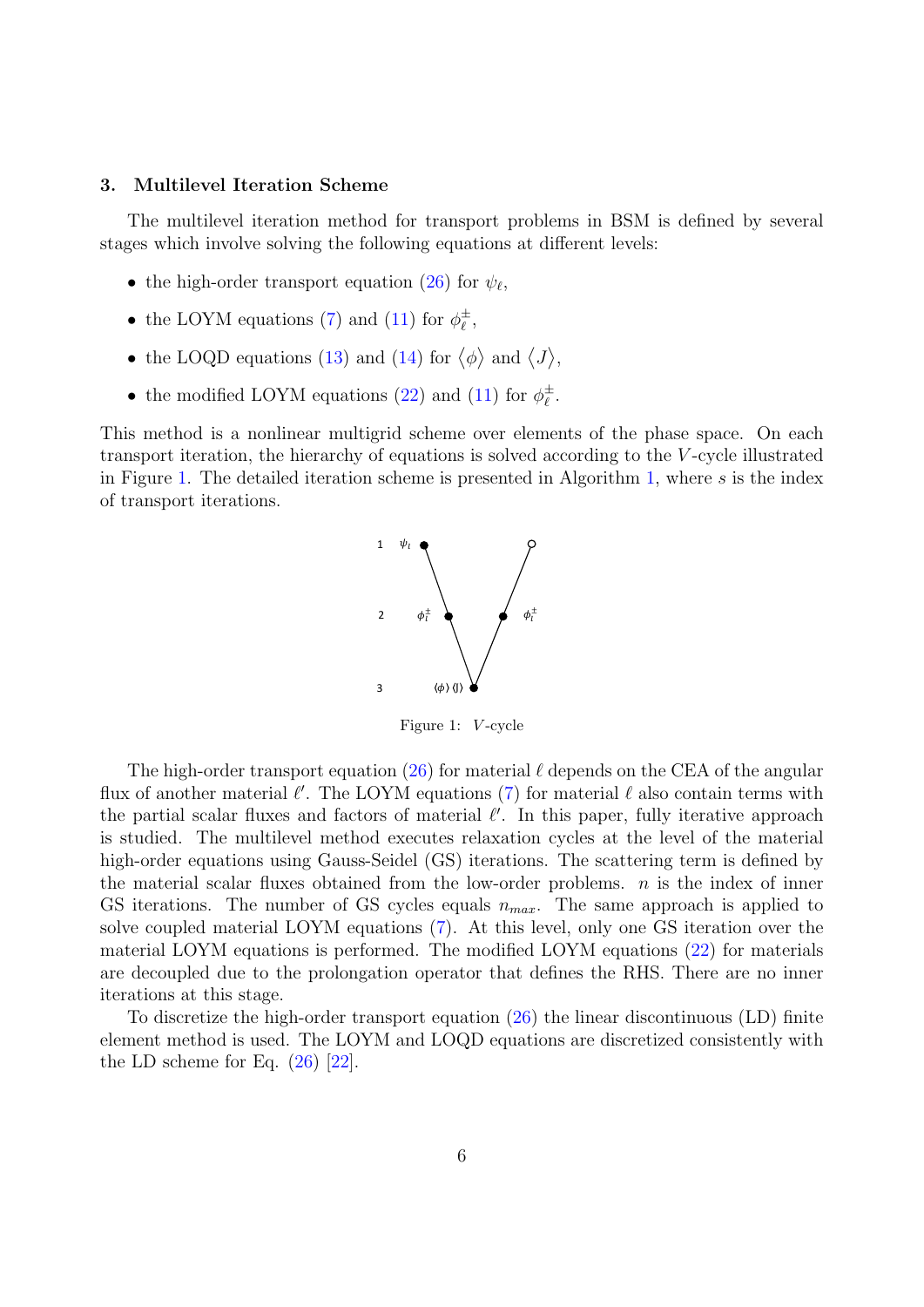### 3. Multilevel Iteration Scheme

The multilevel iteration method for transport problems in BSM is defined by several stages which involve solving the following equations at different levels:

- the high-order transport equation (26) for $\psi_\ell$,
- the LOYM equations (7) and (11) for $\phi^{\pm}_{\ell}$,
- the LOQD equations (13) and (14) for $\langle \phi \rangle$ and $\langle J \rangle$,
- the modified LOYM equations (22) and (11) for $\phi^{\pm}_{\ell}$.

This method is a nonlinear multigrid scheme over elements of the phase space. On each transport iteration, the hierarchy of equations is solved according to the $V$-cycle illustrated in Figure 1. The detailed iteration scheme is presented in Algorithm 1, where $s$ is the index of transport iterations.

Figure 1: $V$-cycle

The high-order transport equation (26) for material $\ell$ depends on the CEA of the angular flux of another material $\ell'$. The LOYM equations (7) for material $\ell$ also contain terms with the partial scalar fluxes and factors of material $\ell'$. In this paper, fully iterative approach is studied. The multilevel method executes relaxation cycles at the level of the material high-order equations using Gauss-Seidel (GS) iterations. The scattering term is defined by the material scalar fluxes obtained from the low-order problems. $n$ is the index of inner GS iterations. The number of GS cycles equals $n_{max}$. The same approach is applied to solve coupled material LOYM equations (7). At this level, only one GS iteration over the material LOYM equations is performed. The modified LOYM equations (22) for materials are decoupled due to the prolongation operator that defines the RHS. There are no inner iterations at this stage.

To discretize the high-order transport equation (26) the linear discontinuous (LD) finite element method is used. The LOYM and LOQD equations are discretized consistently with the LD scheme for Eq. (26) [22].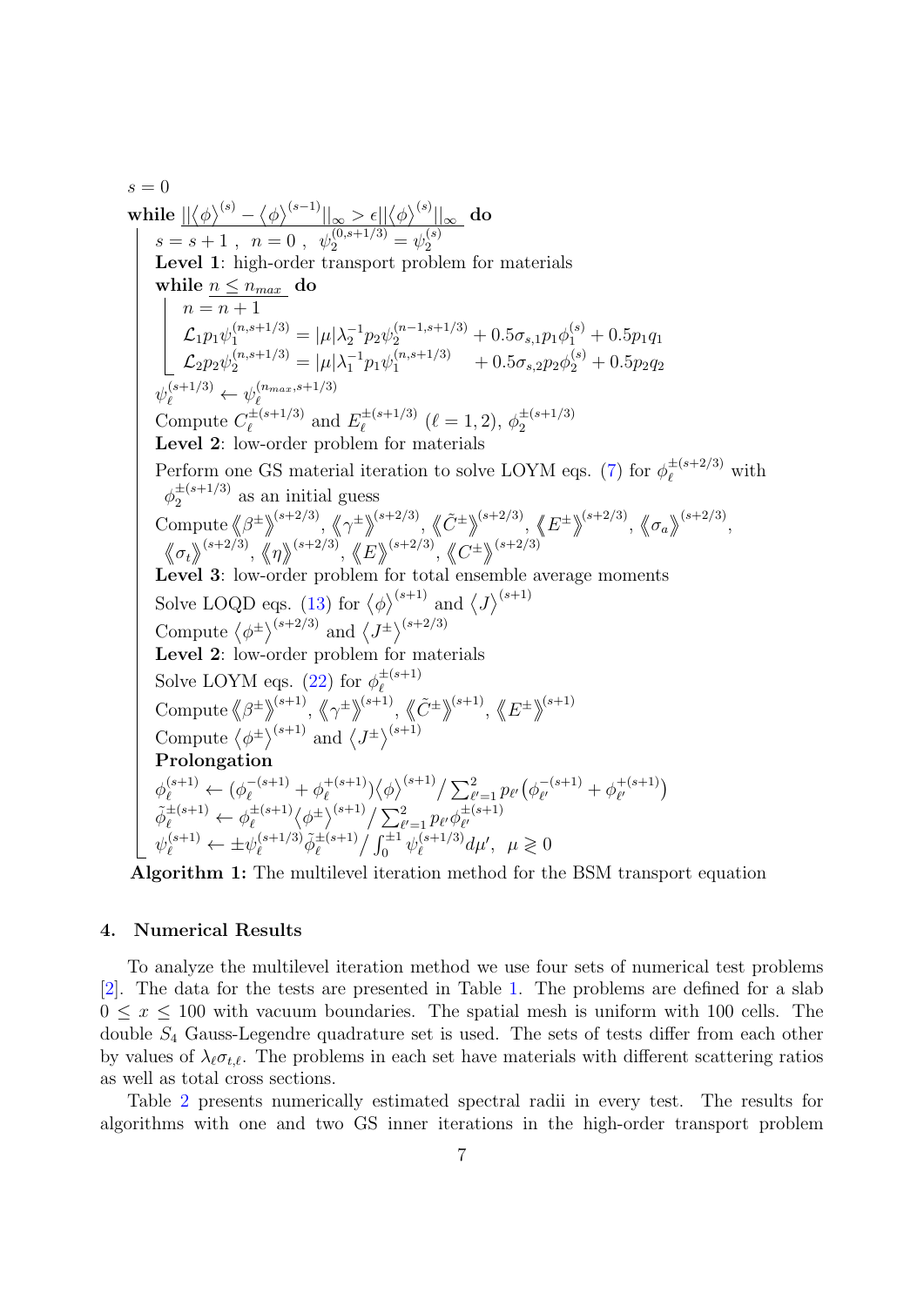$s = 0$

**while** $||\langle\phi\rangle^{(s)} - \langle\phi\rangle^{(s-1)}||_\infty > \epsilon||\langle\phi\rangle^{(s)}||_\infty$ **do**

$s = s+1$ , $n = 0$ , $\psi_2^{(0,s+1/3)} = \psi_2^{(s)}$

**Level 1**: high-order transport problem for materials

**while** $n \leq n_{max}$ **do**

$n = n+1$

$$\mathcal{L}_1 p_1 \psi_1^{(n,s+1/3)} = |\mu|\lambda_2^{-1} p_2 \psi_2^{(n-1,s+1/3)} + 0.5\sigma_{s,1} p_1 \phi_1^{(s)} + 0.5 p_1 q_1$$

$$\mathcal{L}_2 p_2 \psi_2^{(n,s+1/3)} = |\mu|\lambda_1^{-1} p_1 \psi_1^{(n,s+1/3)} \quad + 0.5\sigma_{s,2} p_2 \phi_2^{(s)} + 0.5 p_2 q_2$$

$\psi_\ell^{(s+1/3)} \leftarrow \psi_\ell^{(n_{max},s+1/3)}$

Compute $C_\ell^{\pm(s+1/3)}$ and $E_\ell^{\pm(s+1/3)}$ ($\ell = 1, 2$), $\phi_2^{\pm(s+1/3)}$

**Level 2**: low-order problem for materials

Perform one GS material iteration to solve LOYM eqs. (7) for $\phi_\ell^{\pm(s+2/3)}$ with $\phi_2^{\pm(s+1/3)}$ as an initial guess

Compute $\langle\!\langle\beta^\pm\rangle\!\rangle^{(s+2/3)}$, $\langle\!\langle\gamma^\pm\rangle\!\rangle^{(s+2/3)}$, $\langle\!\langle\tilde{C}^\pm\rangle\!\rangle^{(s+2/3)}$, $\langle\!\langle E^\pm\rangle\!\rangle^{(s+2/3)}$, $\langle\!\langle\sigma_a\rangle\!\rangle^{(s+2/3)}$, $\langle\!\langle\sigma_t\rangle\!\rangle^{(s+2/3)}$, $\langle\!\langle\eta\rangle\!\rangle^{(s+2/3)}$, $\langle\!\langle E\rangle\!\rangle^{(s+2/3)}$, $\langle\!\langle C^\pm\rangle\!\rangle^{(s+2/3)}$

**Level 3**: low-order problem for total ensemble average moments

Solve LOQD eqs. (13) for $\langle\phi\rangle^{(s+1)}$ and $\langle J\rangle^{(s+1)}$

Compute $\langle\phi^\pm\rangle^{(s+2/3)}$ and $\langle J^\pm\rangle^{(s+2/3)}$

**Level 2**: low-order problem for materials

Solve LOYM eqs. (22) for $\phi_\ell^{\pm(s+1)}$

Compute $\langle\!\langle\beta^\pm\rangle\!\rangle^{(s+1)}$, $\langle\!\langle\gamma^\pm\rangle\!\rangle^{(s+1)}$, $\langle\!\langle\tilde{C}^\pm\rangle\!\rangle^{(s+1)}$, $\langle\!\langle E^\pm\rangle\!\rangle^{(s+1)}$

Compute $\langle\phi^\pm\rangle^{(s+1)}$ and $\langle J^\pm\rangle^{(s+1)}$

**Prolongation**

$$\phi_\ell^{(s+1)} \leftarrow (\phi_\ell^{-(s+1)} + \phi_\ell^{+(s+1)})\langle\phi\rangle^{(s+1)} \Big/ \sum_{\ell'=1}^2 p_{\ell'}\big(\phi_{\ell'}^{-(s+1)} + \phi_{\ell'}^{+(s+1)}\big)$$

$$\tilde{\phi}_\ell^{\pm(s+1)} \leftarrow \phi_\ell^{\pm(s+1)}\langle\phi^\pm\rangle^{(s+1)} \Big/ \sum_{\ell'=1}^2 p_{\ell'}\phi_{\ell'}^{\pm(s+1)}$$

$$\psi_\ell^{(s+1)} \leftarrow \pm\psi_\ell^{(s+1/3)}\tilde{\phi}_\ell^{\pm(s+1)} \Big/ \int_0^{\pm 1} \psi_\ell^{(s+1/3)} d\mu', \;\; \mu \gtrless 0$$

**Algorithm 1:** The multilevel iteration method for the BSM transport equation

## 4. Numerical Results

To analyze the multilevel iteration method we use four sets of numerical test problems [2]. The data for the tests are presented in Table 1. The problems are defined for a slab $0 \leq x \leq 100$ with vacuum boundaries. The spatial mesh is uniform with 100 cells. The double $S_4$ Gauss-Legendre quadrature set is used. The sets of tests differ from each other by values of $\lambda_\ell\sigma_{t,\ell}$. The problems in each set have materials with different scattering ratios as well as total cross sections.

Table 2 presents numerically estimated spectral radii in every test. The results for algorithms with one and two GS inner iterations in the high-order transport problem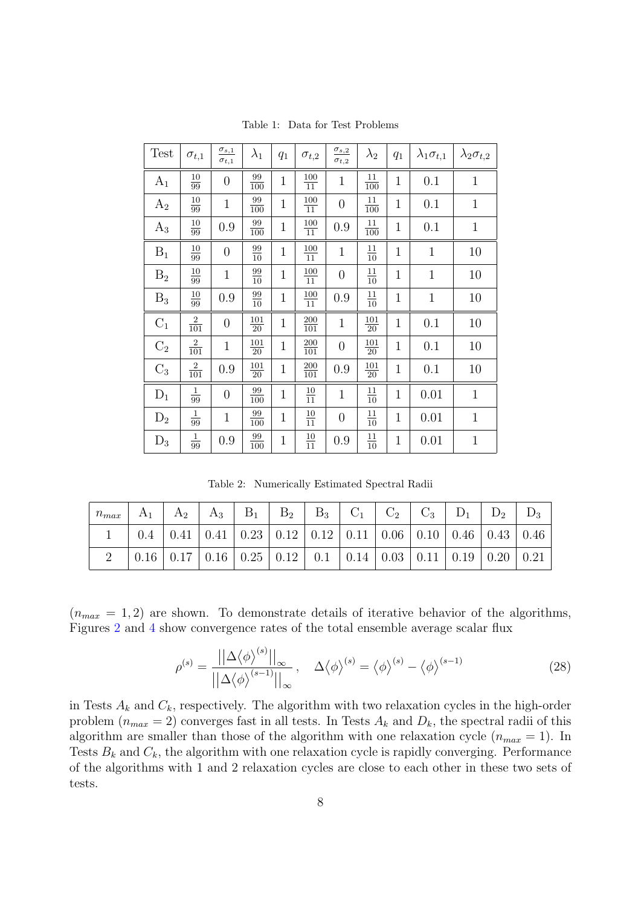Table 1: Data for Test Problems

| Test | $\sigma_{t,1}$ | $\frac{\sigma_{s,1}}{\sigma_{t,1}}$ | $\lambda_1$ | $q_1$ | $\sigma_{t,2}$ | $\frac{\sigma_{s,2}}{\sigma_{t,2}}$ | $\lambda_2$ | $q_1$ | $\lambda_1\sigma_{t,1}$ | $\lambda_2\sigma_{t,2}$ |
|---|---|---|---|---|---|---|---|---|---|---|
| $A_1$ | $\frac{10}{99}$ | 0 | $\frac{99}{100}$ | 1 | $\frac{100}{11}$ | 1 | $\frac{11}{100}$ | 1 | 0.1 | 1 |
| $A_2$ | $\frac{10}{99}$ | 1 | $\frac{99}{100}$ | 1 | $\frac{100}{11}$ | 0 | $\frac{11}{100}$ | 1 | 0.1 | 1 |
| $A_3$ | $\frac{10}{99}$ | 0.9 | $\frac{99}{100}$ | 1 | $\frac{100}{11}$ | 0.9 | $\frac{11}{100}$ | 1 | 0.1 | 1 |
| $B_1$ | $\frac{10}{99}$ | 0 | $\frac{99}{10}$ | 1 | $\frac{100}{11}$ | 1 | $\frac{11}{10}$ | 1 | 1 | 10 |
| $B_2$ | $\frac{10}{99}$ | 1 | $\frac{99}{10}$ | 1 | $\frac{100}{11}$ | 0 | $\frac{11}{10}$ | 1 | 1 | 10 |
| $B_3$ | $\frac{10}{99}$ | 0.9 | $\frac{99}{10}$ | 1 | $\frac{100}{11}$ | 0.9 | $\frac{11}{10}$ | 1 | 1 | 10 |
| $C_1$ | $\frac{2}{101}$ | 0 | $\frac{101}{20}$ | 1 | $\frac{200}{101}$ | 1 | $\frac{101}{20}$ | 1 | 0.1 | 10 |
| $C_2$ | $\frac{2}{101}$ | 1 | $\frac{101}{20}$ | 1 | $\frac{200}{101}$ | 0 | $\frac{101}{20}$ | 1 | 0.1 | 10 |
| $C_3$ | $\frac{2}{101}$ | 0.9 | $\frac{101}{20}$ | 1 | $\frac{200}{101}$ | 0.9 | $\frac{101}{20}$ | 1 | 0.1 | 10 |
| $D_1$ | $\frac{1}{99}$ | 0 | $\frac{99}{100}$ | 1 | $\frac{10}{11}$ | 1 | $\frac{11}{10}$ | 1 | 0.01 | 1 |
| $D_2$ | $\frac{1}{99}$ | 1 | $\frac{99}{100}$ | 1 | $\frac{10}{11}$ | 0 | $\frac{11}{10}$ | 1 | 0.01 | 1 |
| $D_3$ | $\frac{1}{99}$ | 0.9 | $\frac{99}{100}$ | 1 | $\frac{10}{11}$ | 0.9 | $\frac{11}{10}$ | 1 | 0.01 | 1 |

Table 2: Numerically Estimated Spectral Radii

| $n_{max}$ | $A_1$ | $A_2$ | $A_3$ | $B_1$ | $B_2$ | $B_3$ | $C_1$ | $C_2$ | $C_3$ | $D_1$ | $D_2$ | $D_3$ |
|---|---|---|---|---|---|---|---|---|---|---|---|---|
| 1 | 0.4 | 0.41 | 0.41 | 0.23 | 0.12 | 0.12 | 0.11 | 0.06 | 0.10 | 0.46 | 0.43 | 0.46 |
| 2 | 0.16 | 0.17 | 0.16 | 0.25 | 0.12 | 0.1 | 0.14 | 0.03 | 0.11 | 0.19 | 0.20 | 0.21 |

($n_{max} = 1, 2$) are shown. To demonstrate details of iterative behavior of the algorithms, Figures 2 and 4 show convergence rates of the total ensemble average scalar flux

$$\rho^{(s)} = \frac{\left|\left|\Delta\langle\phi\rangle^{(s)}\right|\right|_\infty}{\left|\left|\Delta\langle\phi\rangle^{(s-1)}\right|\right|_\infty}, \quad \Delta\langle\phi\rangle^{(s)} = \langle\phi\rangle^{(s)} - \langle\phi\rangle^{(s-1)} \tag{28}$$

in Tests $A_k$ and $C_k$, respectively. The algorithm with two relaxation cycles in the high-order problem ($n_{max} = 2$) converges fast in all tests. In Tests $A_k$ and $D_k$, the spectral radii of this algorithm are smaller than those of the algorithm with one relaxation cycle ($n_{max} = 1$). In Tests $B_k$ and $C_k$, the algorithm with one relaxation cycle is rapidly converging. Performance of the algorithms with 1 and 2 relaxation cycles are close to each other in these two sets of tests.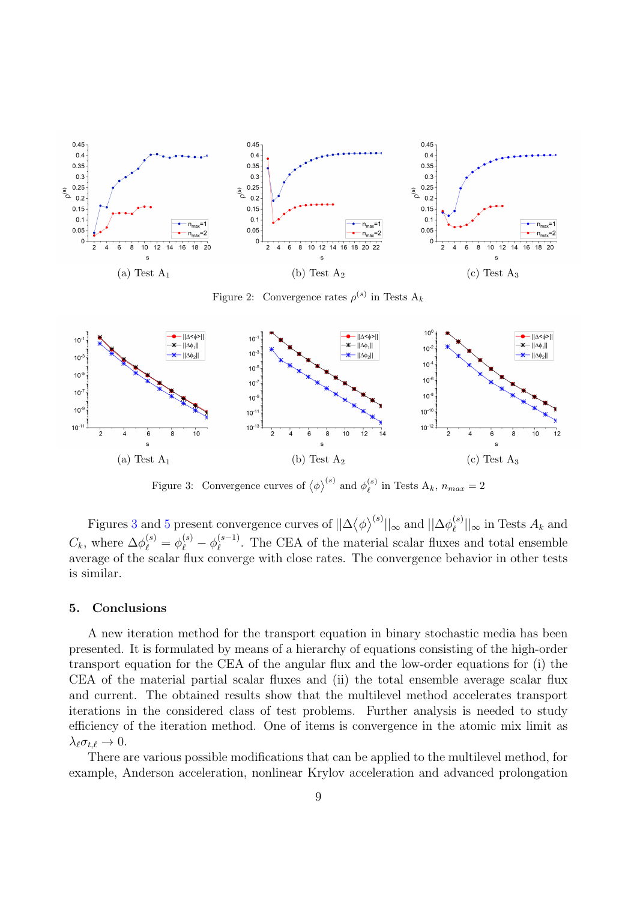(a) Test $A_1$

(b) Test $A_2$

(c) Test $A_3$

Figure 2: Convergence rates $\rho^{(s)}$ in Tests $A_k$

(a) Test $A_1$

(b) Test $A_2$

(c) Test $A_3$

Figure 3: Convergence curves of $\langle \phi \rangle^{(s)}$ and $\phi_\ell^{(s)}$ in Tests $A_k$, $n_{max} = 2$

Figures 3 and 5 present convergence curves of $||\Delta \langle \phi \rangle^{(s)}||_\infty$ and $||\Delta \phi_\ell^{(s)}||_\infty$ in Tests $A_k$ and $C_k$, where $\Delta \phi_\ell^{(s)} = \phi_\ell^{(s)} - \phi_\ell^{(s-1)}$. The CEA of the material scalar fluxes and total ensemble average of the scalar flux converge with close rates. The convergence behavior in other tests is similar.

## 5. Conclusions

A new iteration method for the transport equation in binary stochastic media has been presented. It is formulated by means of a hierarchy of equations consisting of the high-order transport equation for the CEA of the angular flux and the low-order equations for (i) the CEA of the material partial scalar fluxes and (ii) the total ensemble average scalar flux and current. The obtained results show that the multilevel method accelerates transport iterations in the considered class of test problems. Further analysis is needed to study efficiency of the iteration method. One of items is convergence in the atomic mix limit as $\lambda_\ell \sigma_{t,\ell} \to 0$.

There are various possible modifications that can be applied to the multilevel method, for example, Anderson acceleration, nonlinear Krylov acceleration and advanced prolongation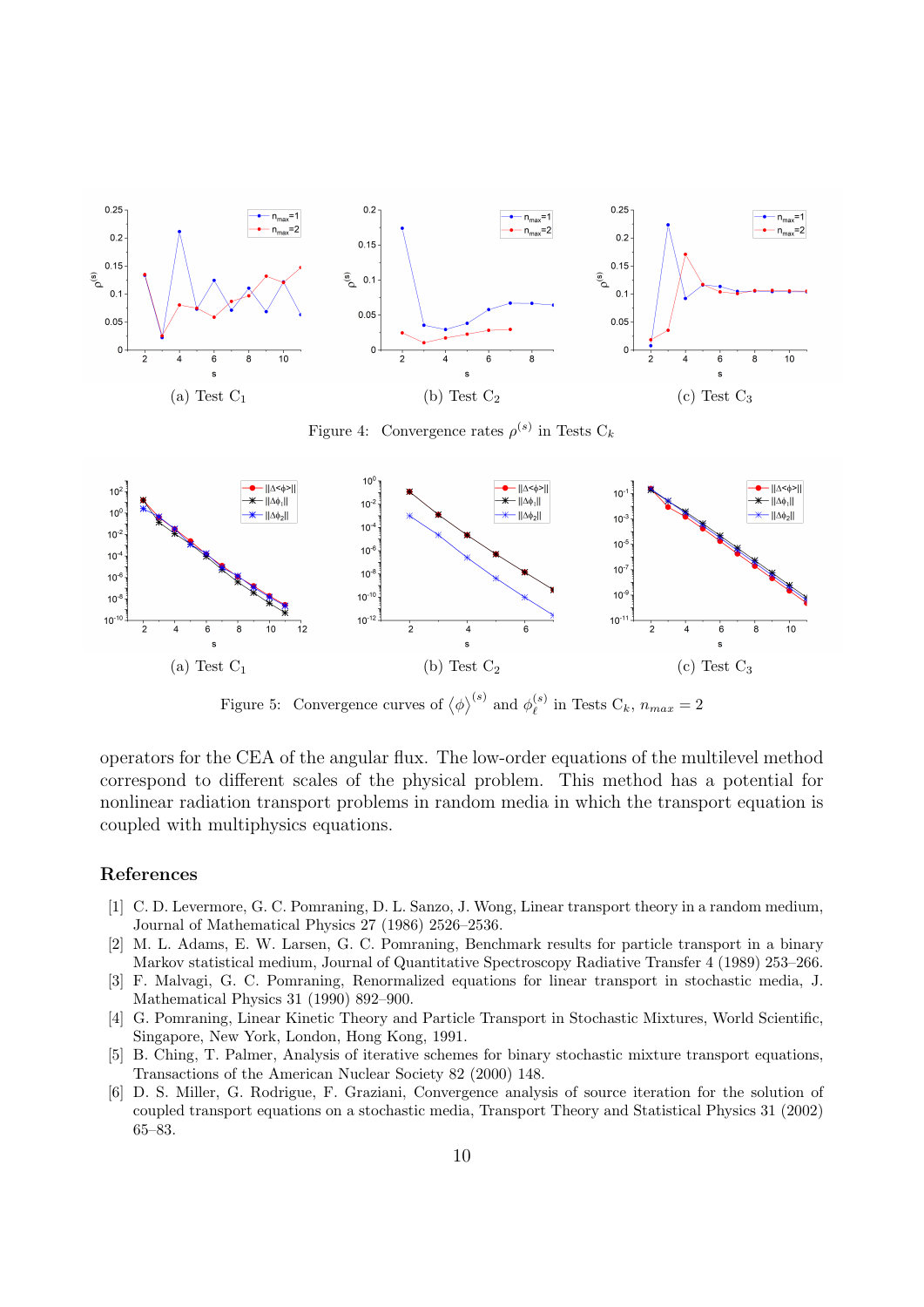(a) Test $C_1$

(b) Test $C_2$

(c) Test $C_3$

Figure 4: Convergence rates $\rho^{(s)}$ in Tests $C_k$

(a) Test $C_1$

(b) Test $C_2$

(c) Test $C_3$

Figure 5: Convergence curves of $\langle \phi \rangle^{(s)}$ and $\phi_\ell^{(s)}$ in Tests $C_k$, $n_{max} = 2$

operators for the CEA of the angular flux. The low-order equations of the multilevel method correspond to different scales of the physical problem. This method has a potential for nonlinear radiation transport problems in random media in which the transport equation is coupled with multiphysics equations.

## References

[1] C. D. Levermore, G. C. Pomraning, D. L. Sanzo, J. Wong, Linear transport theory in a random medium, Journal of Mathematical Physics 27 (1986) 2526–2536.

[2] M. L. Adams, E. W. Larsen, G. C. Pomraning, Benchmark results for particle transport in a binary Markov statistical medium, Journal of Quantitative Spectroscopy Radiative Transfer 4 (1989) 253–266.

[3] F. Malvagi, G. C. Pomraning, Renormalized equations for linear transport in stochastic media, J. Mathematical Physics 31 (1990) 892–900.

[4] G. Pomraning, Linear Kinetic Theory and Particle Transport in Stochastic Mixtures, World Scientific, Singapore, New York, London, Hong Kong, 1991.

[5] B. Ching, T. Palmer, Analysis of iterative schemes for binary stochastic mixture transport equations, Transactions of the American Nuclear Society 82 (2000) 148.

[6] D. S. Miller, G. Rodrigue, F. Graziani, Convergence analysis of source iteration for the solution of coupled transport equations on a stochastic media, Transport Theory and Statistical Physics 31 (2002) 65–83.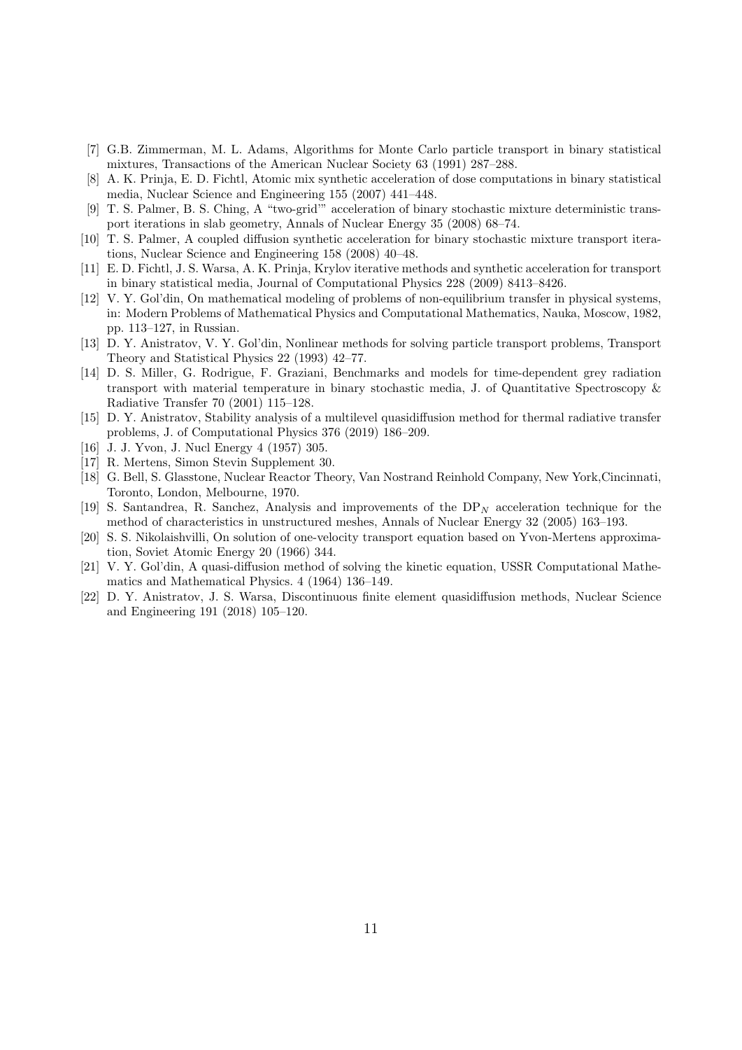[7] G.B. Zimmerman, M. L. Adams, Algorithms for Monte Carlo particle transport in binary statistical mixtures, Transactions of the American Nuclear Society 63 (1991) 287–288.

[8] A. K. Prinja, E. D. Fichtl, Atomic mix synthetic acceleration of dose computations in binary statistical media, Nuclear Science and Engineering 155 (2007) 441–448.

[9] T. S. Palmer, B. S. Ching, A "two-grid"' acceleration of binary stochastic mixture deterministic transport iterations in slab geometry, Annals of Nuclear Energy 35 (2008) 68–74.

[10] T. S. Palmer, A coupled diffusion synthetic acceleration for binary stochastic mixture transport iterations, Nuclear Science and Engineering 158 (2008) 40–48.

[11] E. D. Fichtl, J. S. Warsa, A. K. Prinja, Krylov iterative methods and synthetic acceleration for transport in binary statistical media, Journal of Computational Physics 228 (2009) 8413–8426.

[12] V. Y. Gol'din, On mathematical modeling of problems of non-equilibrium transfer in physical systems, in: Modern Problems of Mathematical Physics and Computational Mathematics, Nauka, Moscow, 1982, pp. 113–127, in Russian.

[13] D. Y. Anistratov, V. Y. Gol'din, Nonlinear methods for solving particle transport problems, Transport Theory and Statistical Physics 22 (1993) 42–77.

[14] D. S. Miller, G. Rodrigue, F. Graziani, Benchmarks and models for time-dependent grey radiation transport with material temperature in binary stochastic media, J. of Quantitative Spectroscopy & Radiative Transfer 70 (2001) 115–128.

[15] D. Y. Anistratov, Stability analysis of a multilevel quasidiffusion method for thermal radiative transfer problems, J. of Computational Physics 376 (2019) 186–209.

[16] J. J. Yvon, J. Nucl Energy 4 (1957) 305.

[17] R. Mertens, Simon Stevin Supplement 30.

[18] G. Bell, S. Glasstone, Nuclear Reactor Theory, Van Nostrand Reinhold Company, New York,Cincinnati, Toronto, London, Melbourne, 1970.

[19] S. Santandrea, R. Sanchez, Analysis and improvements of the $DP_N$ acceleration technique for the method of characteristics in unstructured meshes, Annals of Nuclear Energy 32 (2005) 163–193.

[20] S. S. Nikolaishvilli, On solution of one-velocity transport equation based on Yvon-Mertens approximation, Soviet Atomic Energy 20 (1966) 344.

[21] V. Y. Gol'din, A quasi-diffusion method of solving the kinetic equation, USSR Computational Mathematics and Mathematical Physics. 4 (1964) 136–149.

[22] D. Y. Anistratov, J. S. Warsa, Discontinuous finite element quasidiffusion methods, Nuclear Science and Engineering 191 (2018) 105–120.